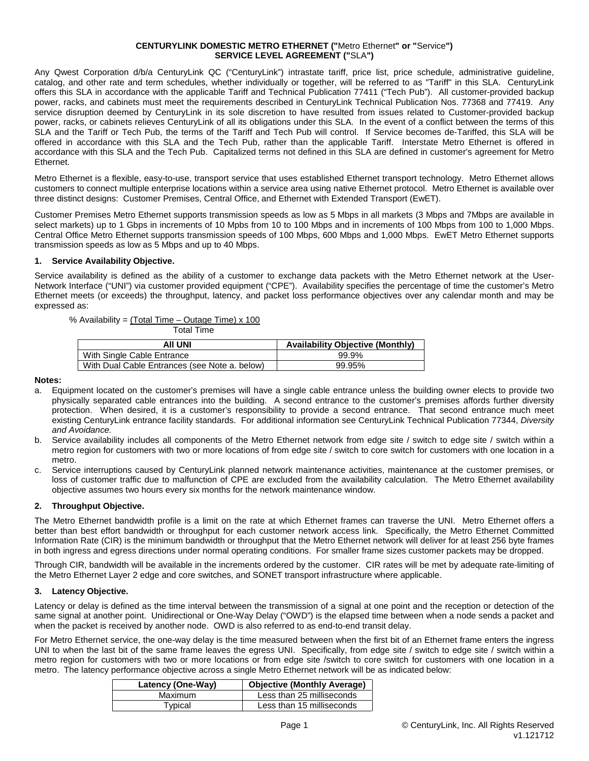**CENTURYLINK DOMESTIC METRO ETHERNET ("**Metro Ethernet**" or "**Service**")**
**SERVICE LEVEL AGREEMENT ("**SLA**")**

Any Qwest Corporation d/b/a CenturyLink QC ("CenturyLink") intrastate tariff, price list, price schedule, administrative guideline, catalog, and other rate and term schedules, whether individually or together, will be referred to as "Tariff" in this SLA. CenturyLink offers this SLA in accordance with the applicable Tariff and Technical Publication 77411 ("Tech Pub"). All customer-provided backup power, racks, and cabinets must meet the requirements described in CenturyLink Technical Publication Nos. 77368 and 77419. Any service disruption deemed by CenturyLink in its sole discretion to have resulted from issues related to Customer-provided backup power, racks, or cabinets relieves CenturyLink of all its obligations under this SLA. In the event of a conflict between the terms of this SLA and the Tariff or Tech Pub, the terms of the Tariff and Tech Pub will control. If Service becomes de-Tariffed, this SLA will be offered in accordance with this SLA and the Tech Pub, rather than the applicable Tariff. Interstate Metro Ethernet is offered in accordance with this SLA and the Tech Pub. Capitalized terms not defined in this SLA are defined in customer's agreement for Metro Ethernet.

Metro Ethernet is a flexible, easy-to-use, transport service that uses established Ethernet transport technology. Metro Ethernet allows customers to connect multiple enterprise locations within a service area using native Ethernet protocol. Metro Ethernet is available over three distinct designs: Customer Premises, Central Office, and Ethernet with Extended Transport (EwET).

Customer Premises Metro Ethernet supports transmission speeds as low as 5 Mbps in all markets (3 Mbps and 7Mbps are available in select markets) up to 1 Gbps in increments of 10 Mpbs from 10 to 100 Mbps and in increments of 100 Mbps from 100 to 1,000 Mbps. Central Office Metro Ethernet supports transmission speeds of 100 Mbps, 600 Mbps and 1,000 Mbps. EwET Metro Ethernet supports transmission speeds as low as 5 Mbps and up to 40 Mbps.

## 1. Service Availability Objective.

Service availability is defined as the ability of a customer to exchange data packets with the Metro Ethernet network at the User-Network Interface ("UNI") via customer provided equipment ("CPE"). Availability specifies the percentage of time the customer's Metro Ethernet meets (or exceeds) the throughput, latency, and packet loss performance objectives over any calendar month and may be expressed as:

$$\% \text{ Availability} = \frac{(\text{Total Time} - \text{Outage Time}) \times 100}{\text{Total Time}}$$

| All UNI | Availability Objective (Monthly) |
|---|---|
| With Single Cable Entrance | 99.9% |
| With Dual Cable Entrances (see Note a. below) | 99.95% |

**Notes:**

a. Equipment located on the customer's premises will have a single cable entrance unless the building owner elects to provide two physically separated cable entrances into the building. A second entrance to the customer's premises affords further diversity protection. When desired, it is a customer's responsibility to provide a second entrance. That second entrance much meet existing CenturyLink entrance facility standards. For additional information see CenturyLink Technical Publication 77344, *Diversity and Avoidance.*

b. Service availability includes all components of the Metro Ethernet network from edge site / switch to edge site / switch within a metro region for customers with two or more locations of from edge site / switch to core switch for customers with one location in a metro.

c. Service interruptions caused by CenturyLink planned network maintenance activities, maintenance at the customer premises, or loss of customer traffic due to malfunction of CPE are excluded from the availability calculation. The Metro Ethernet availability objective assumes two hours every six months for the network maintenance window.

## 2. Throughput Objective.

The Metro Ethernet bandwidth profile is a limit on the rate at which Ethernet frames can traverse the UNI. Metro Ethernet offers a better than best effort bandwidth or throughput for each customer network access link. Specifically, the Metro Ethernet Committed Information Rate (CIR) is the minimum bandwidth or throughput that the Metro Ethernet network will deliver for at least 256 byte frames in both ingress and egress directions under normal operating conditions. For smaller frame sizes customer packets may be dropped.

Through CIR, bandwidth will be available in the increments ordered by the customer. CIR rates will be met by adequate rate-limiting of the Metro Ethernet Layer 2 edge and core switches, and SONET transport infrastructure where applicable.

## 3. Latency Objective.

Latency or delay is defined as the time interval between the transmission of a signal at one point and the reception or detection of the same signal at another point. Unidirectional or One-Way Delay ("OWD") is the elapsed time between when a node sends a packet and when the packet is received by another node. OWD is also referred to as end-to-end transit delay.

For Metro Ethernet service, the one-way delay is the time measured between when the first bit of an Ethernet frame enters the ingress UNI to when the last bit of the same frame leaves the egress UNI. Specifically, from edge site / switch to edge site / switch within a metro region for customers with two or more locations or from edge site /switch to core switch for customers with one location in a metro. The latency performance objective across a single Metro Ethernet network will be as indicated below:

| Latency (One-Way) | Objective (Monthly Average) |
|---|---|
| Maximum | Less than 25 milliseconds |
| Typical | Less than 15 milliseconds |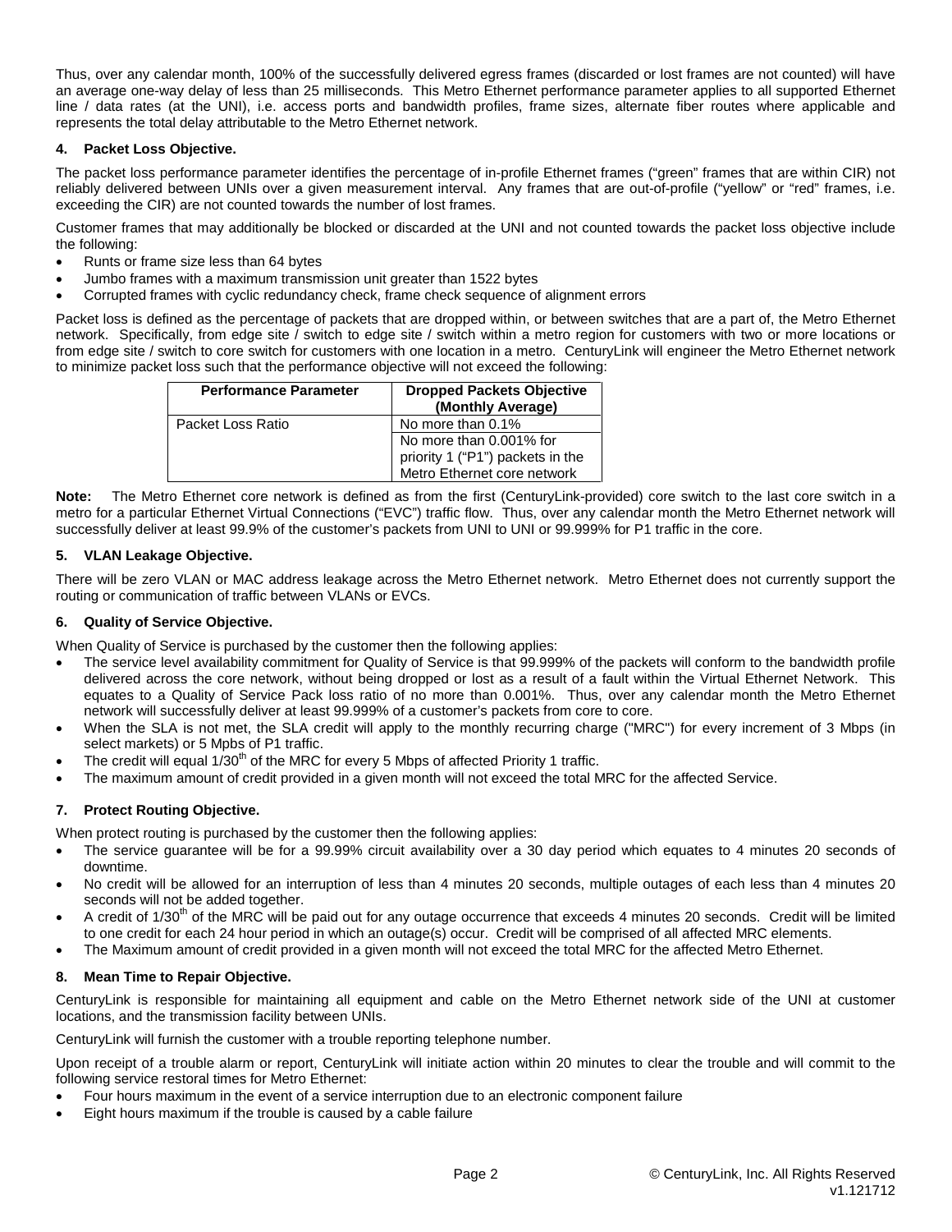Thus, over any calendar month, 100% of the successfully delivered egress frames (discarded or lost frames are not counted) will have an average one-way delay of less than 25 milliseconds. This Metro Ethernet performance parameter applies to all supported Ethernet line / data rates (at the UNI), i.e. access ports and bandwidth profiles, frame sizes, alternate fiber routes where applicable and represents the total delay attributable to the Metro Ethernet network.

**4. Packet Loss Objective.**

The packet loss performance parameter identifies the percentage of in-profile Ethernet frames ("green" frames that are within CIR) not reliably delivered between UNIs over a given measurement interval. Any frames that are out-of-profile ("yellow" or "red" frames, i.e. exceeding the CIR) are not counted towards the number of lost frames.

Customer frames that may additionally be blocked or discarded at the UNI and not counted towards the packet loss objective include the following:

- Runts or frame size less than 64 bytes
- Jumbo frames with a maximum transmission unit greater than 1522 bytes
- Corrupted frames with cyclic redundancy check, frame check sequence of alignment errors

Packet loss is defined as the percentage of packets that are dropped within, or between switches that are a part of, the Metro Ethernet network. Specifically, from edge site / switch to edge site / switch within a metro region for customers with two or more locations or from edge site / switch to core switch for customers with one location in a metro. CenturyLink will engineer the Metro Ethernet network to minimize packet loss such that the performance objective will not exceed the following:

| Performance Parameter | Dropped Packets Objective (Monthly Average) |
|---|---|
| Packet Loss Ratio | No more than 0.1% |
| | No more than 0.001% for priority 1 ("P1") packets in the Metro Ethernet core network |

**Note:** The Metro Ethernet core network is defined as from the first (CenturyLink-provided) core switch to the last core switch in a metro for a particular Ethernet Virtual Connections ("EVC") traffic flow. Thus, over any calendar month the Metro Ethernet network will successfully deliver at least 99.9% of the customer's packets from UNI to UNI or 99.999% for P1 traffic in the core.

**5. VLAN Leakage Objective.**

There will be zero VLAN or MAC address leakage across the Metro Ethernet network. Metro Ethernet does not currently support the routing or communication of traffic between VLANs or EVCs.

**6. Quality of Service Objective.**

When Quality of Service is purchased by the customer then the following applies:

- The service level availability commitment for Quality of Service is that 99.999% of the packets will conform to the bandwidth profile delivered across the core network, without being dropped or lost as a result of a fault within the Virtual Ethernet Network. This equates to a Quality of Service Pack loss ratio of no more than 0.001%. Thus, over any calendar month the Metro Ethernet network will successfully deliver at least 99.999% of a customer's packets from core to core.
- When the SLA is not met, the SLA credit will apply to the monthly recurring charge ("MRC") for every increment of 3 Mbps (in select markets) or 5 Mpbs of P1 traffic.
- The credit will equal 1/30th of the MRC for every 5 Mbps of affected Priority 1 traffic.
- The maximum amount of credit provided in a given month will not exceed the total MRC for the affected Service.

**7. Protect Routing Objective.**

When protect routing is purchased by the customer then the following applies:

- The service guarantee will be for a 99.99% circuit availability over a 30 day period which equates to 4 minutes 20 seconds of downtime.
- No credit will be allowed for an interruption of less than 4 minutes 20 seconds, multiple outages of each less than 4 minutes 20 seconds will not be added together.
- A credit of 1/30th of the MRC will be paid out for any outage occurrence that exceeds 4 minutes 20 seconds. Credit will be limited to one credit for each 24 hour period in which an outage(s) occur. Credit will be comprised of all affected MRC elements.
- The Maximum amount of credit provided in a given month will not exceed the total MRC for the affected Metro Ethernet.

**8. Mean Time to Repair Objective.**

CenturyLink is responsible for maintaining all equipment and cable on the Metro Ethernet network side of the UNI at customer locations, and the transmission facility between UNIs.

CenturyLink will furnish the customer with a trouble reporting telephone number.

Upon receipt of a trouble alarm or report, CenturyLink will initiate action within 20 minutes to clear the trouble and will commit to the following service restoral times for Metro Ethernet:

- Four hours maximum in the event of a service interruption due to an electronic component failure
- Eight hours maximum if the trouble is caused by a cable failure

© CenturyLink, Inc. All Rights Reserved
v1.121712